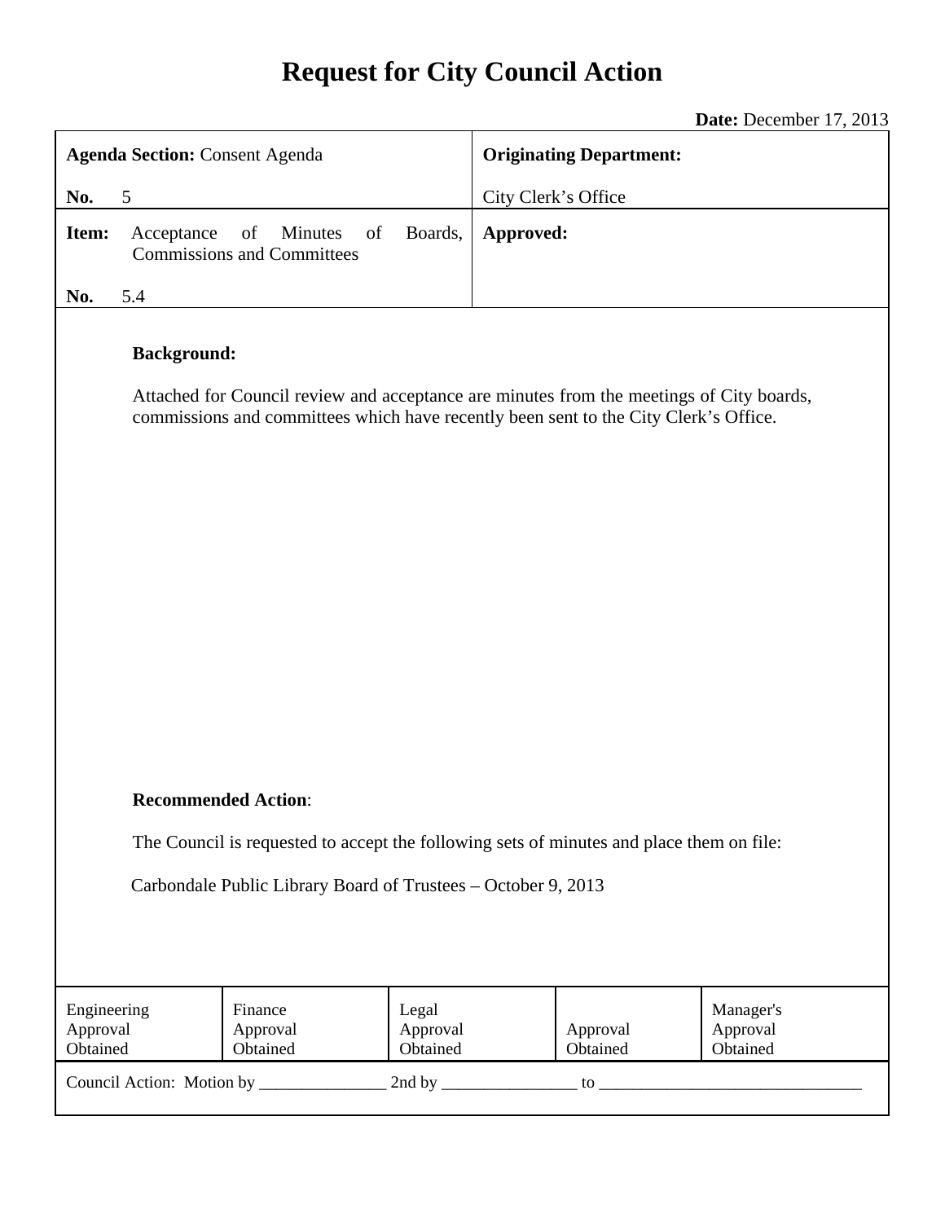# Request for City Council Action

**Date:** December 17, 2013

| | |
|---|---|
| **Agenda Section:** Consent Agenda<br><br>**No.** 5 | **Originating Department:**<br><br>City Clerk's Office |
| **Item:** Acceptance of Minutes of Boards, Commissions and Committees<br><br>**No.** 5.4 | **Approved:** |

**Background:**

Attached for Council review and acceptance are minutes from the meetings of City boards, commissions and committees which have recently been sent to the City Clerk's Office.

**Recommended Action**:

The Council is requested to accept the following sets of minutes and place them on file:

Carbondale Public Library Board of Trustees – October 9, 2013

| | | | | |
|---|---|---|---|---|
| Engineering Approval Obtained | Finance Approval Obtained | Legal Approval Obtained | Approval Obtained | Manager's Approval Obtained |

Council Action: Motion by _______________ 2nd by ________________ to _______________________________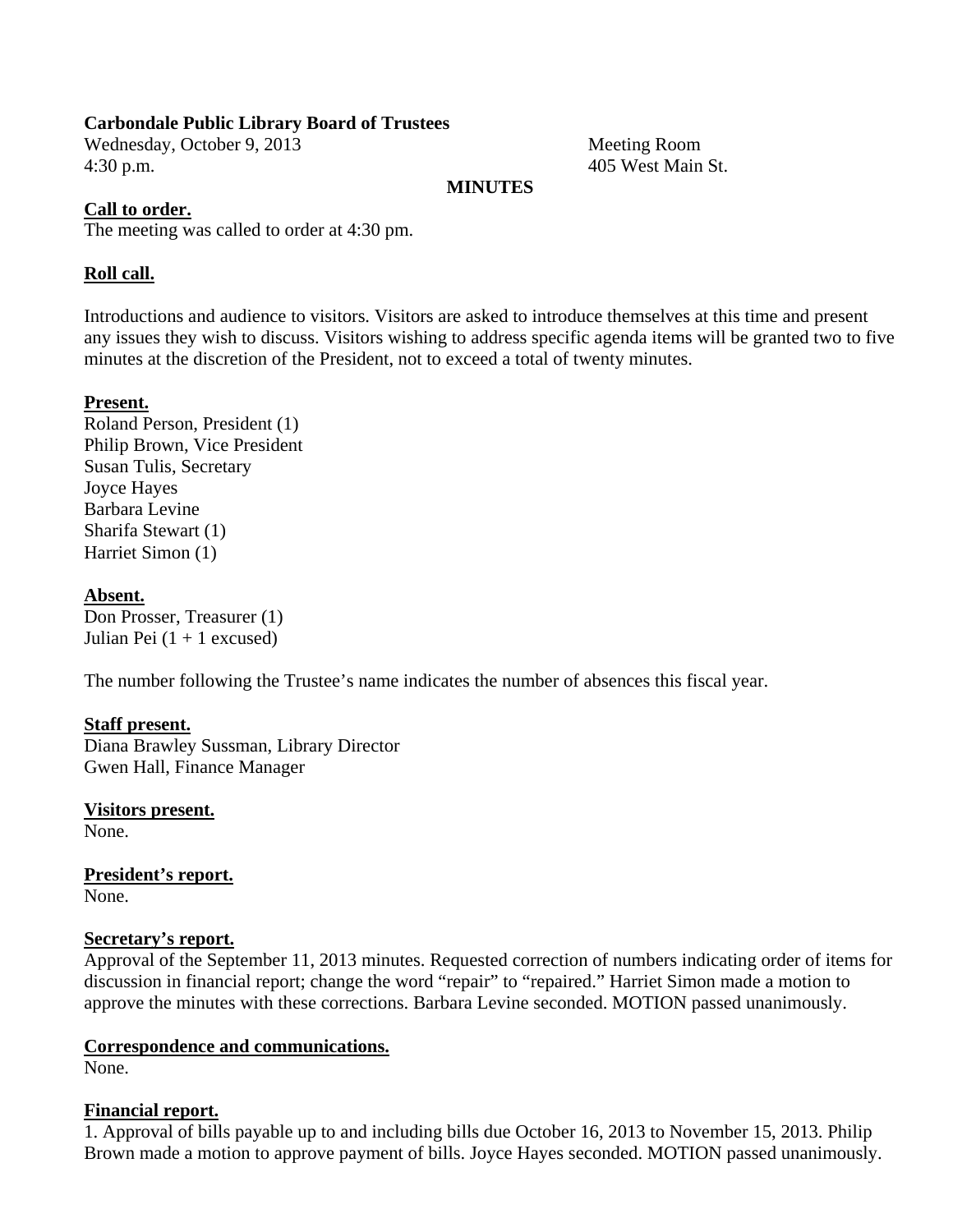**Carbondale Public Library Board of Trustees**

Wednesday, October 9, 2013 Meeting Room
4:30 p.m. 405 West Main St.

**MINUTES**

**<u>Call to order.</u>**
The meeting was called to order at 4:30 pm.

**<u>Roll call.</u>**

Introductions and audience to visitors. Visitors are asked to introduce themselves at this time and present any issues they wish to discuss. Visitors wishing to address specific agenda items will be granted two to five minutes at the discretion of the President, not to exceed a total of twenty minutes.

**<u>Present.</u>**
Roland Person, President (1)
Philip Brown, Vice President
Susan Tulis, Secretary
Joyce Hayes
Barbara Levine
Sharifa Stewart (1)
Harriet Simon (1)

**<u>Absent.</u>**
Don Prosser, Treasurer (1)
Julian Pei (1 + 1 excused)

The number following the Trustee's name indicates the number of absences this fiscal year.

**<u>Staff present.</u>**
Diana Brawley Sussman, Library Director
Gwen Hall, Finance Manager

**<u>Visitors present.</u>**
None.

**<u>President's report.</u>**
None.

**<u>Secretary's report.</u>**
Approval of the September 11, 2013 minutes. Requested correction of numbers indicating order of items for discussion in financial report; change the word "repair" to "repaired." Harriet Simon made a motion to approve the minutes with these corrections. Barbara Levine seconded. MOTION passed unanimously.

**<u>Correspondence and communications.</u>**
None.

**<u>Financial report.</u>**
1. Approval of bills payable up to and including bills due October 16, 2013 to November 15, 2013. Philip Brown made a motion to approve payment of bills. Joyce Hayes seconded. MOTION passed unanimously.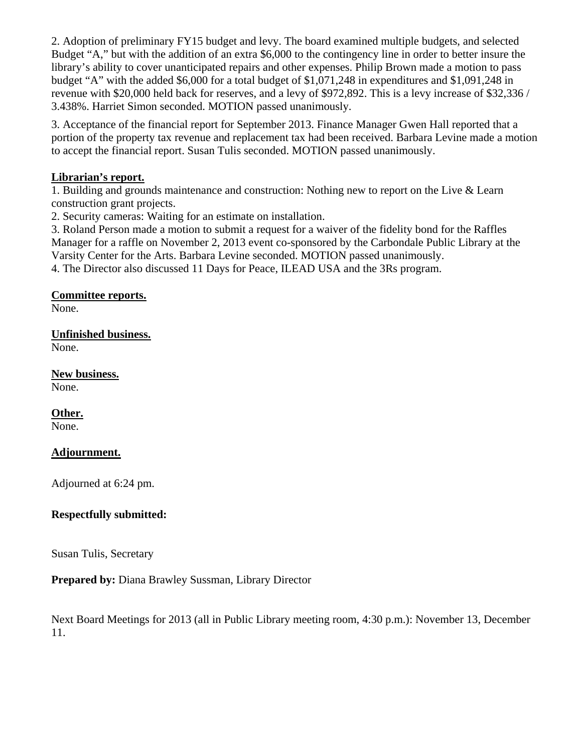2. Adoption of preliminary FY15 budget and levy. The board examined multiple budgets, and selected Budget "A," but with the addition of an extra $6,000 to the contingency line in order to better insure the library's ability to cover unanticipated repairs and other expenses. Philip Brown made a motion to pass budget "A" with the added $6,000 for a total budget of $1,071,248 in expenditures and $1,091,248 in revenue with $20,000 held back for reserves, and a levy of $972,892. This is a levy increase of $32,336 / 3.438%. Harriet Simon seconded. MOTION passed unanimously.

3. Acceptance of the financial report for September 2013. Finance Manager Gwen Hall reported that a portion of the property tax revenue and replacement tax had been received. Barbara Levine made a motion to accept the financial report. Susan Tulis seconded. MOTION passed unanimously.

**Librarian's report.**

1. Building and grounds maintenance and construction: Nothing new to report on the Live & Learn construction grant projects.
2. Security cameras: Waiting for an estimate on installation.
3. Roland Person made a motion to submit a request for a waiver of the fidelity bond for the Raffles Manager for a raffle on November 2, 2013 event co-sponsored by the Carbondale Public Library at the Varsity Center for the Arts. Barbara Levine seconded. MOTION passed unanimously.
4. The Director also discussed 11 Days for Peace, ILEAD USA and the 3Rs program.

**Committee reports.**

None.

**Unfinished business.**

None.

**New business.**

None.

**Other.**

None.

**Adjournment.**

Adjourned at 6:24 pm.

**Respectfully submitted:**

Susan Tulis, Secretary

**Prepared by:** Diana Brawley Sussman, Library Director

Next Board Meetings for 2013 (all in Public Library meeting room, 4:30 p.m.): November 13, December 11.